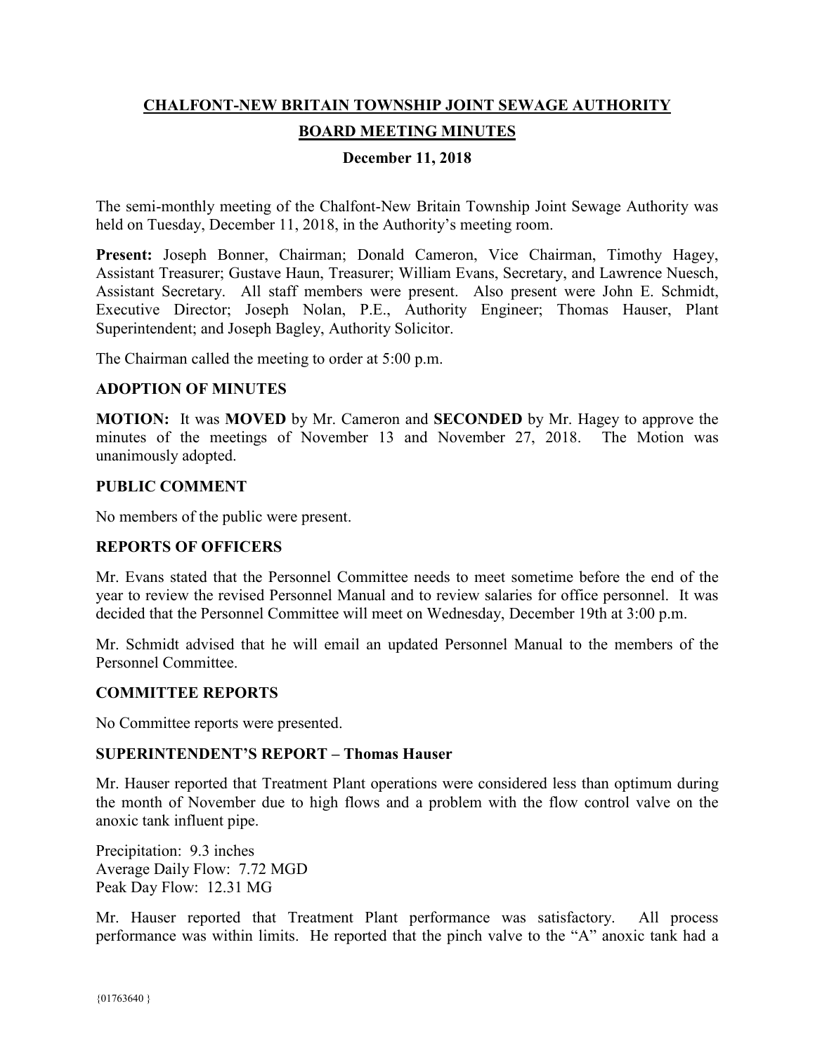# CHALFONT-NEW BRITAIN TOWNSHIP JOINT SEWAGE AUTHORITY

## BOARD MEETING MINUTES

### December 11, 2018

The semi-monthly meeting of the Chalfont-New Britain Township Joint Sewage Authority was held on Tuesday, December 11, 2018, in the Authority's meeting room.

**Present:** Joseph Bonner, Chairman; Donald Cameron, Vice Chairman, Timothy Hagey, Assistant Treasurer; Gustave Haun, Treasurer; William Evans, Secretary, and Lawrence Nuesch, Assistant Secretary. All staff members were present. Also present were John E. Schmidt, Executive Director; Joseph Nolan, P.E., Authority Engineer; Thomas Hauser, Plant Superintendent; and Joseph Bagley, Authority Solicitor.

The Chairman called the meeting to order at 5:00 p.m.

**ADOPTION OF MINUTES**

**MOTION:** It was **MOVED** by Mr. Cameron and **SECONDED** by Mr. Hagey to approve the minutes of the meetings of November 13 and November 27, 2018. The Motion was unanimously adopted.

**PUBLIC COMMENT**

No members of the public were present.

**REPORTS OF OFFICERS**

Mr. Evans stated that the Personnel Committee needs to meet sometime before the end of the year to review the revised Personnel Manual and to review salaries for office personnel. It was decided that the Personnel Committee will meet on Wednesday, December 19th at 3:00 p.m.

Mr. Schmidt advised that he will email an updated Personnel Manual to the members of the Personnel Committee.

**COMMITTEE REPORTS**

No Committee reports were presented.

**SUPERINTENDENT'S REPORT – Thomas Hauser**

Mr. Hauser reported that Treatment Plant operations were considered less than optimum during the month of November due to high flows and a problem with the flow control valve on the anoxic tank influent pipe.

Precipitation: 9.3 inches
Average Daily Flow: 7.72 MGD
Peak Day Flow: 12.31 MG

Mr. Hauser reported that Treatment Plant performance was satisfactory. All process performance was within limits. He reported that the pinch valve to the "A" anoxic tank had a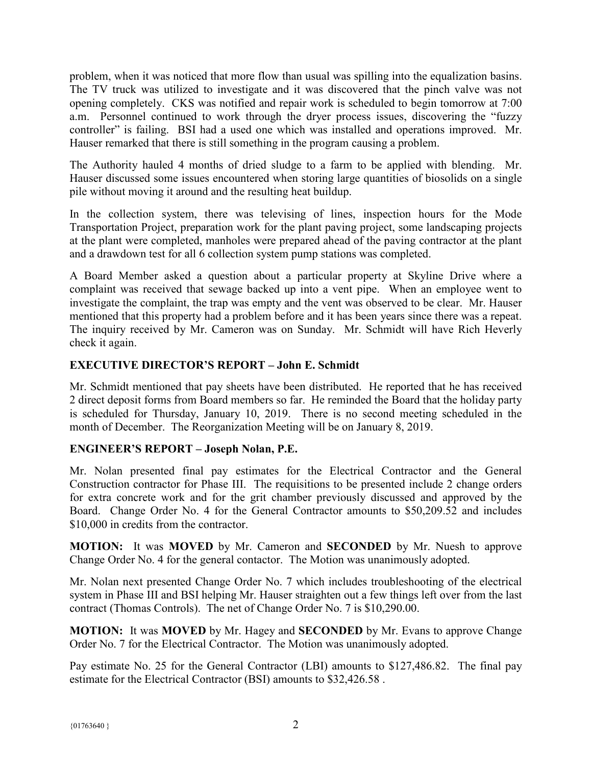problem, when it was noticed that more flow than usual was spilling into the equalization basins. The TV truck was utilized to investigate and it was discovered that the pinch valve was not opening completely. CKS was notified and repair work is scheduled to begin tomorrow at 7:00 a.m. Personnel continued to work through the dryer process issues, discovering the "fuzzy controller" is failing. BSI had a used one which was installed and operations improved. Mr. Hauser remarked that there is still something in the program causing a problem.

The Authority hauled 4 months of dried sludge to a farm to be applied with blending. Mr. Hauser discussed some issues encountered when storing large quantities of biosolids on a single pile without moving it around and the resulting heat buildup.

In the collection system, there was televising of lines, inspection hours for the Mode Transportation Project, preparation work for the plant paving project, some landscaping projects at the plant were completed, manholes were prepared ahead of the paving contractor at the plant and a drawdown test for all 6 collection system pump stations was completed.

A Board Member asked a question about a particular property at Skyline Drive where a complaint was received that sewage backed up into a vent pipe. When an employee went to investigate the complaint, the trap was empty and the vent was observed to be clear. Mr. Hauser mentioned that this property had a problem before and it has been years since there was a repeat. The inquiry received by Mr. Cameron was on Sunday. Mr. Schmidt will have Rich Heverly check it again.

## EXECUTIVE DIRECTOR'S REPORT – John E. Schmidt

Mr. Schmidt mentioned that pay sheets have been distributed. He reported that he has received 2 direct deposit forms from Board members so far. He reminded the Board that the holiday party is scheduled for Thursday, January 10, 2019. There is no second meeting scheduled in the month of December. The Reorganization Meeting will be on January 8, 2019.

## ENGINEER'S REPORT – Joseph Nolan, P.E.

Mr. Nolan presented final pay estimates for the Electrical Contractor and the General Construction contractor for Phase III. The requisitions to be presented include 2 change orders for extra concrete work and for the grit chamber previously discussed and approved by the Board. Change Order No. 4 for the General Contractor amounts to $50,209.52 and includes $10,000 in credits from the contractor.

**MOTION:** It was **MOVED** by Mr. Cameron and **SECONDED** by Mr. Nuesh to approve Change Order No. 4 for the general contactor. The Motion was unanimously adopted.

Mr. Nolan next presented Change Order No. 7 which includes troubleshooting of the electrical system in Phase III and BSI helping Mr. Hauser straighten out a few things left over from the last contract (Thomas Controls). The net of Change Order No. 7 is $10,290.00.

**MOTION:** It was **MOVED** by Mr. Hagey and **SECONDED** by Mr. Evans to approve Change Order No. 7 for the Electrical Contractor. The Motion was unanimously adopted.

Pay estimate No. 25 for the General Contractor (LBI) amounts to $127,486.82. The final pay estimate for the Electrical Contractor (BSI) amounts to $32,426.58 .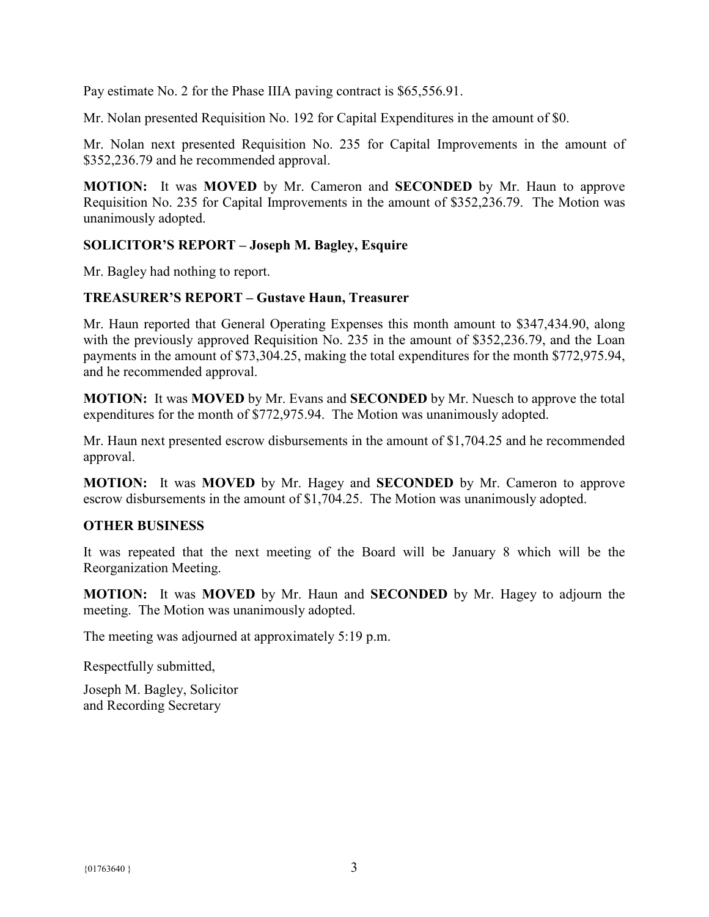Pay estimate No. 2 for the Phase IIIA paving contract is $65,556.91.

Mr. Nolan presented Requisition No. 192 for Capital Expenditures in the amount of $0.

Mr. Nolan next presented Requisition No. 235 for Capital Improvements in the amount of $352,236.79 and he recommended approval.

**MOTION:** It was **MOVED** by Mr. Cameron and **SECONDED** by Mr. Haun to approve Requisition No. 235 for Capital Improvements in the amount of $352,236.79. The Motion was unanimously adopted.

**SOLICITOR'S REPORT – Joseph M. Bagley, Esquire**

Mr. Bagley had nothing to report.

**TREASURER'S REPORT – Gustave Haun, Treasurer**

Mr. Haun reported that General Operating Expenses this month amount to $347,434.90, along with the previously approved Requisition No. 235 in the amount of $352,236.79, and the Loan payments in the amount of $73,304.25, making the total expenditures for the month $772,975.94, and he recommended approval.

**MOTION:** It was **MOVED** by Mr. Evans and **SECONDED** by Mr. Nuesch to approve the total expenditures for the month of $772,975.94. The Motion was unanimously adopted.

Mr. Haun next presented escrow disbursements in the amount of $1,704.25 and he recommended approval.

**MOTION:** It was **MOVED** by Mr. Hagey and **SECONDED** by Mr. Cameron to approve escrow disbursements in the amount of $1,704.25. The Motion was unanimously adopted.

**OTHER BUSINESS**

It was repeated that the next meeting of the Board will be January 8 which will be the Reorganization Meeting.

**MOTION:** It was **MOVED** by Mr. Haun and **SECONDED** by Mr. Hagey to adjourn the meeting. The Motion was unanimously adopted.

The meeting was adjourned at approximately 5:19 p.m.

Respectfully submitted,

Joseph M. Bagley, Solicitor
and Recording Secretary

{01763640 }